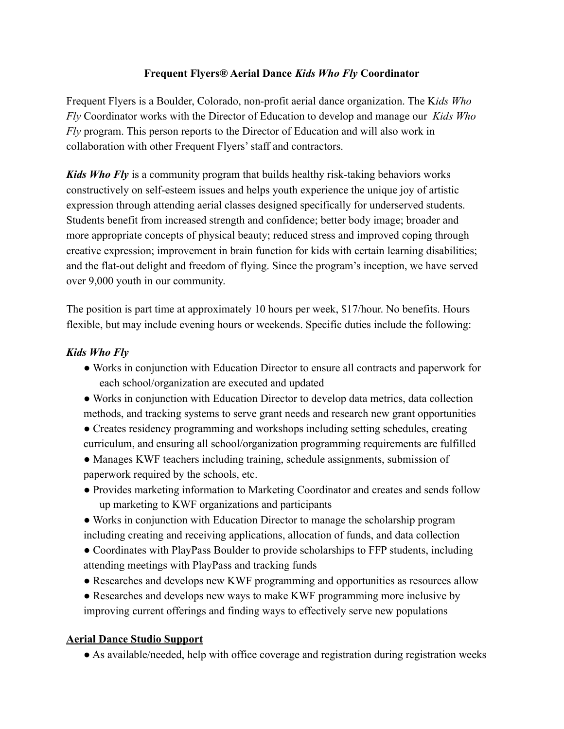# Frequent Flyers® Aerial Dance *Kids Who Fly* Coordinator

Frequent Flyers is a Boulder, Colorado, non-profit aerial dance organization. The K*ids Who Fly* Coordinator works with the Director of Education to develop and manage our *Kids Who Fly* program. This person reports to the Director of Education and will also work in collaboration with other Frequent Flyers' staff and contractors.

***Kids Who Fly*** is a community program that builds healthy risk-taking behaviors works constructively on self-esteem issues and helps youth experience the unique joy of artistic expression through attending aerial classes designed specifically for underserved students. Students benefit from increased strength and confidence; better body image; broader and more appropriate concepts of physical beauty; reduced stress and improved coping through creative expression; improvement in brain function for kids with certain learning disabilities; and the flat-out delight and freedom of flying. Since the program's inception, we have served over 9,000 youth in our community.

The position is part time at approximately 10 hours per week, $17/hour. No benefits. Hours flexible, but may include evening hours or weekends. Specific duties include the following:

## *Kids Who Fly*

- Works in conjunction with Education Director to ensure all contracts and paperwork for each school/organization are executed and updated
- Works in conjunction with Education Director to develop data metrics, data collection methods, and tracking systems to serve grant needs and research new grant opportunities
- Creates residency programming and workshops including setting schedules, creating curriculum, and ensuring all school/organization programming requirements are fulfilled
- Manages KWF teachers including training, schedule assignments, submission of paperwork required by the schools, etc.
- Provides marketing information to Marketing Coordinator and creates and sends follow up marketing to KWF organizations and participants
- Works in conjunction with Education Director to manage the scholarship program including creating and receiving applications, allocation of funds, and data collection
- Coordinates with PlayPass Boulder to provide scholarships to FFP students, including attending meetings with PlayPass and tracking funds
- Researches and develops new KWF programming and opportunities as resources allow
- Researches and develops new ways to make KWF programming more inclusive by improving current offerings and finding ways to effectively serve new populations

## Aerial Dance Studio Support

- As available/needed, help with office coverage and registration during registration weeks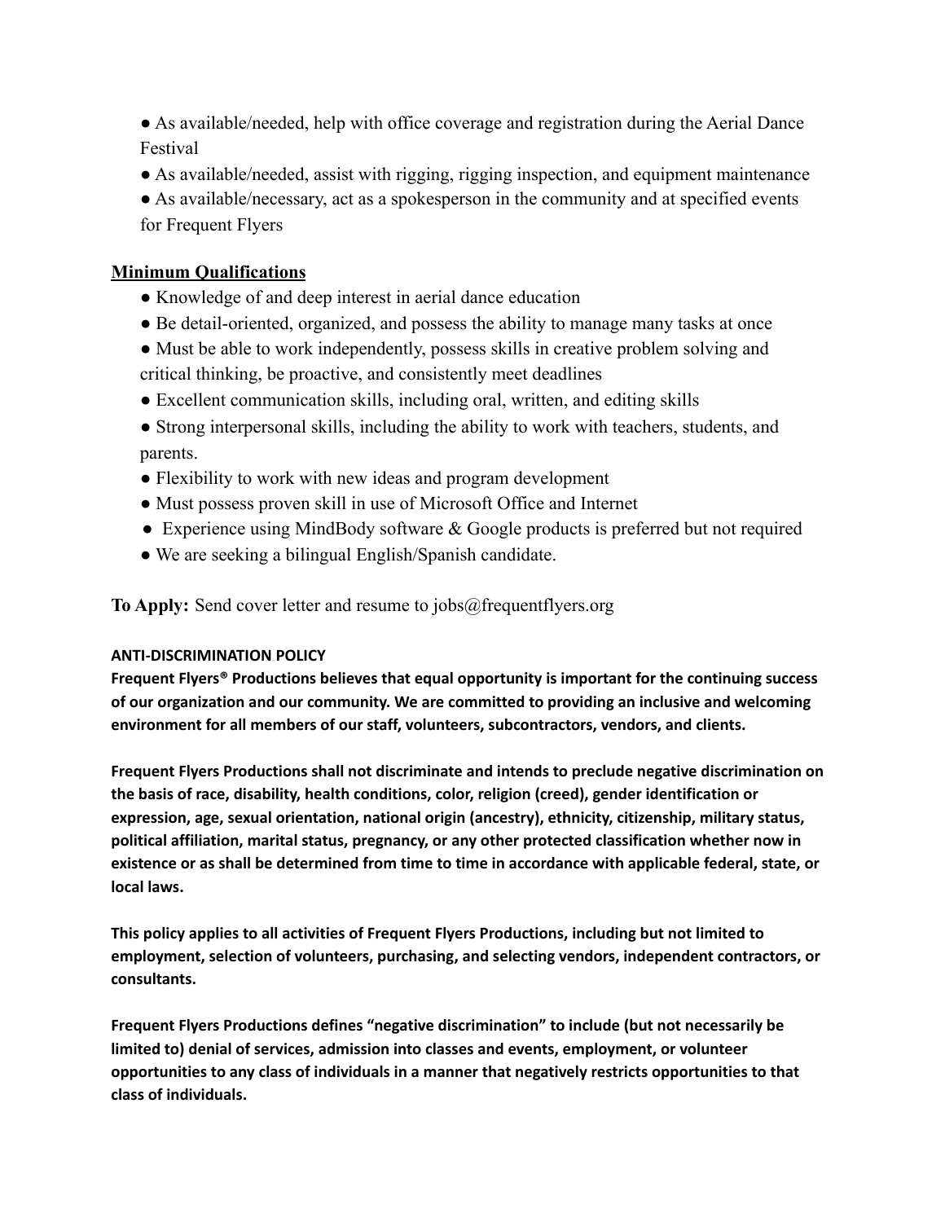- As available/needed, help with office coverage and registration during the Aerial Dance Festival
- As available/needed, assist with rigging, rigging inspection, and equipment maintenance
- As available/necessary, act as a spokesperson in the community and at specified events for Frequent Flyers

## Minimum Qualifications

- Knowledge of and deep interest in aerial dance education
- Be detail-oriented, organized, and possess the ability to manage many tasks at once
- Must be able to work independently, possess skills in creative problem solving and critical thinking, be proactive, and consistently meet deadlines
- Excellent communication skills, including oral, written, and editing skills
- Strong interpersonal skills, including the ability to work with teachers, students, and parents.
- Flexibility to work with new ideas and program development
- Must possess proven skill in use of Microsoft Office and Internet
- Experience using MindBody software & Google products is preferred but not required
- We are seeking a bilingual English/Spanish candidate.

**To Apply:** Send cover letter and resume to jobs@frequentflyers.org

**ANTI-DISCRIMINATION POLICY**

**Frequent Flyers® Productions believes that equal opportunity is important for the continuing success of our organization and our community. We are committed to providing an inclusive and welcoming environment for all members of our staff, volunteers, subcontractors, vendors, and clients.**

**Frequent Flyers Productions shall not discriminate and intends to preclude negative discrimination on the basis of race, disability, health conditions, color, religion (creed), gender identification or expression, age, sexual orientation, national origin (ancestry), ethnicity, citizenship, military status, political affiliation, marital status, pregnancy, or any other protected classification whether now in existence or as shall be determined from time to time in accordance with applicable federal, state, or local laws.**

**This policy applies to all activities of Frequent Flyers Productions, including but not limited to employment, selection of volunteers, purchasing, and selecting vendors, independent contractors, or consultants.**

**Frequent Flyers Productions defines "negative discrimination" to include (but not necessarily be limited to) denial of services, admission into classes and events, employment, or volunteer opportunities to any class of individuals in a manner that negatively restricts opportunities to that class of individuals.**